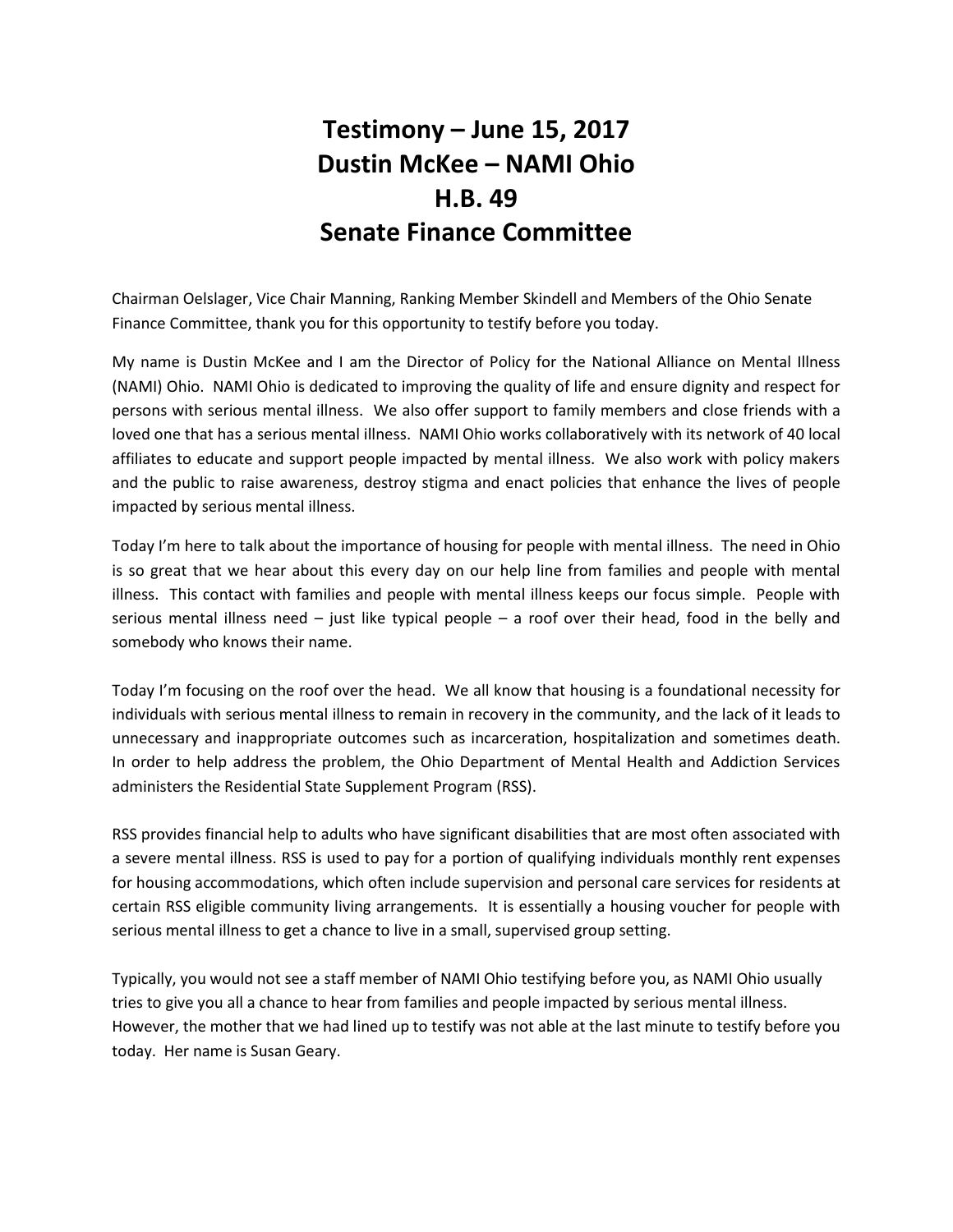# Testimony – June 15, 2017
# Dustin McKee – NAMI Ohio
# H.B. 49
# Senate Finance Committee

Chairman Oelslager, Vice Chair Manning, Ranking Member Skindell and Members of the Ohio Senate Finance Committee, thank you for this opportunity to testify before you today.

My name is Dustin McKee and I am the Director of Policy for the National Alliance on Mental Illness (NAMI) Ohio. NAMI Ohio is dedicated to improving the quality of life and ensure dignity and respect for persons with serious mental illness. We also offer support to family members and close friends with a loved one that has a serious mental illness. NAMI Ohio works collaboratively with its network of 40 local affiliates to educate and support people impacted by mental illness. We also work with policy makers and the public to raise awareness, destroy stigma and enact policies that enhance the lives of people impacted by serious mental illness.

Today I'm here to talk about the importance of housing for people with mental illness. The need in Ohio is so great that we hear about this every day on our help line from families and people with mental illness. This contact with families and people with mental illness keeps our focus simple. People with serious mental illness need – just like typical people – a roof over their head, food in the belly and somebody who knows their name.

Today I'm focusing on the roof over the head. We all know that housing is a foundational necessity for individuals with serious mental illness to remain in recovery in the community, and the lack of it leads to unnecessary and inappropriate outcomes such as incarceration, hospitalization and sometimes death. In order to help address the problem, the Ohio Department of Mental Health and Addiction Services administers the Residential State Supplement Program (RSS).

RSS provides financial help to adults who have significant disabilities that are most often associated with a severe mental illness. RSS is used to pay for a portion of qualifying individuals monthly rent expenses for housing accommodations, which often include supervision and personal care services for residents at certain RSS eligible community living arrangements. It is essentially a housing voucher for people with serious mental illness to get a chance to live in a small, supervised group setting.

Typically, you would not see a staff member of NAMI Ohio testifying before you, as NAMI Ohio usually tries to give you all a chance to hear from families and people impacted by serious mental illness. However, the mother that we had lined up to testify was not able at the last minute to testify before you today. Her name is Susan Geary.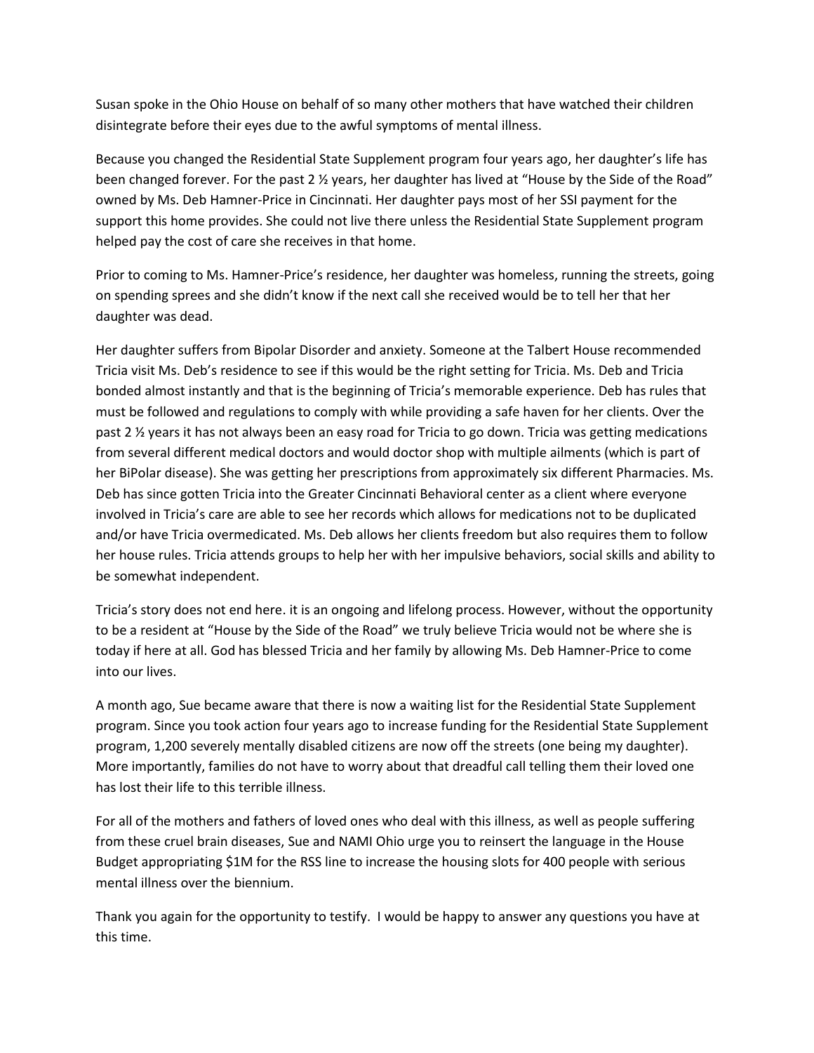Susan spoke in the Ohio House on behalf of so many other mothers that have watched their children disintegrate before their eyes due to the awful symptoms of mental illness.

Because you changed the Residential State Supplement program four years ago, her daughter's life has been changed forever. For the past 2 ½ years, her daughter has lived at "House by the Side of the Road" owned by Ms. Deb Hamner-Price in Cincinnati. Her daughter pays most of her SSI payment for the support this home provides. She could not live there unless the Residential State Supplement program helped pay the cost of care she receives in that home.

Prior to coming to Ms. Hamner-Price's residence, her daughter was homeless, running the streets, going on spending sprees and she didn't know if the next call she received would be to tell her that her daughter was dead.

Her daughter suffers from Bipolar Disorder and anxiety. Someone at the Talbert House recommended Tricia visit Ms. Deb's residence to see if this would be the right setting for Tricia. Ms. Deb and Tricia bonded almost instantly and that is the beginning of Tricia's memorable experience. Deb has rules that must be followed and regulations to comply with while providing a safe haven for her clients. Over the past 2 ½ years it has not always been an easy road for Tricia to go down. Tricia was getting medications from several different medical doctors and would doctor shop with multiple ailments (which is part of her BiPolar disease). She was getting her prescriptions from approximately six different Pharmacies. Ms. Deb has since gotten Tricia into the Greater Cincinnati Behavioral center as a client where everyone involved in Tricia's care are able to see her records which allows for medications not to be duplicated and/or have Tricia overmedicated. Ms. Deb allows her clients freedom but also requires them to follow her house rules. Tricia attends groups to help her with her impulsive behaviors, social skills and ability to be somewhat independent.

Tricia's story does not end here. it is an ongoing and lifelong process. However, without the opportunity to be a resident at "House by the Side of the Road" we truly believe Tricia would not be where she is today if here at all. God has blessed Tricia and her family by allowing Ms. Deb Hamner-Price to come into our lives.

A month ago, Sue became aware that there is now a waiting list for the Residential State Supplement program. Since you took action four years ago to increase funding for the Residential State Supplement program, 1,200 severely mentally disabled citizens are now off the streets (one being my daughter). More importantly, families do not have to worry about that dreadful call telling them their loved one has lost their life to this terrible illness.

For all of the mothers and fathers of loved ones who deal with this illness, as well as people suffering from these cruel brain diseases, Sue and NAMI Ohio urge you to reinsert the language in the House Budget appropriating $1M for the RSS line to increase the housing slots for 400 people with serious mental illness over the biennium.

Thank you again for the opportunity to testify. I would be happy to answer any questions you have at this time.